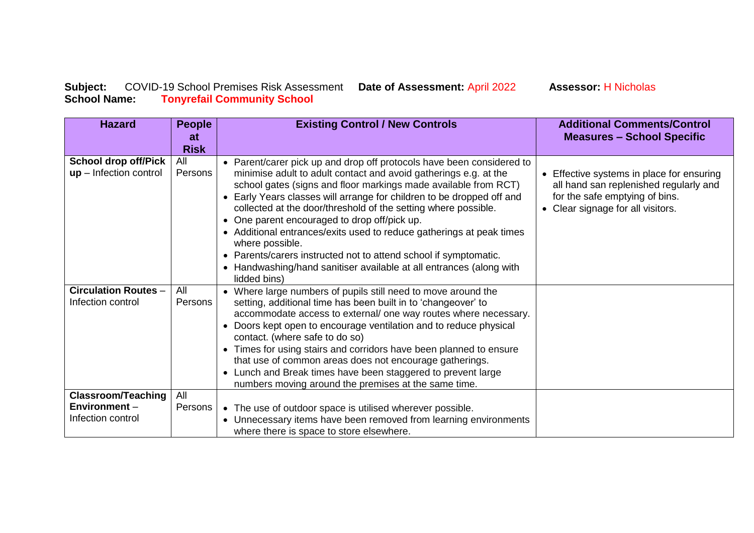**Subject:** COVID-19 School Premises Risk Assessment **Date of Assessment:** April 2022 **Assessor:** H Nicholas
**School Name:** **Tonyrefail Community School**

| Hazard | People at Risk | Existing Control / New Controls | Additional Comments/Control Measures – School Specific |
|---|---|---|---|
| **School drop off/Pick up** – Infection control | All Persons | • Parent/carer pick up and drop off protocols have been considered to minimise adult to adult contact and avoid gatherings e.g. at the school gates (signs and floor markings made available from RCT)<br>• Early Years classes will arrange for children to be dropped off and collected at the door/threshold of the setting where possible.<br>• One parent encouraged to drop off/pick up.<br>• Additional entrances/exits used to reduce gatherings at peak times where possible.<br>• Parents/carers instructed not to attend school if symptomatic.<br>• Handwashing/hand sanitiser available at all entrances (along with lidded bins) | • Effective systems in place for ensuring all hand san replenished regularly and for the safe emptying of bins.<br>• Clear signage for all visitors. |
| **Circulation Routes** – Infection control | All Persons | • Where large numbers of pupils still need to move around the setting, additional time has been built in to 'changeover' to accommodate access to external/ one way routes where necessary.<br>• Doors kept open to encourage ventilation and to reduce physical contact. (where safe to do so)<br>• Times for using stairs and corridors have been planned to ensure that use of common areas does not encourage gatherings.<br>• Lunch and Break times have been staggered to prevent large numbers moving around the premises at the same time. | |
| **Classroom/Teaching Environment** – Infection control | All Persons | • The use of outdoor space is utilised wherever possible.<br>• Unnecessary items have been removed from learning environments where there is space to store elsewhere. | |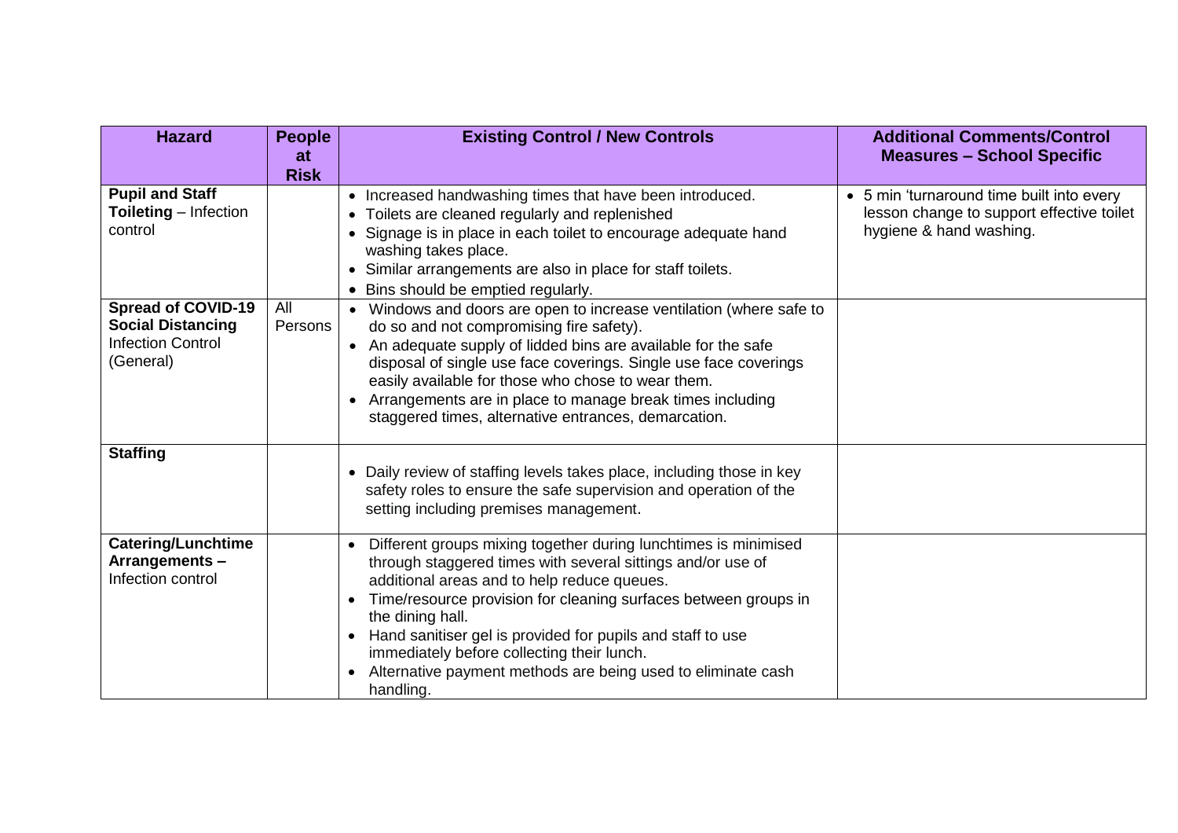| Hazard | People at Risk | Existing Control / New Controls | Additional Comments/Control Measures – School Specific |
|---|---|---|---|
| **Pupil and Staff Toileting** – Infection control | | • Increased handwashing times that have been introduced.<br>• Toilets are cleaned regularly and replenished<br>• Signage is in place in each toilet to encourage adequate hand washing takes place.<br>• Similar arrangements are also in place for staff toilets.<br>• Bins should be emptied regularly. | • 5 min 'turnaround time built into every lesson change to support effective toilet hygiene & hand washing. |
| **Spread of COVID-19 Social Distancing** Infection Control (General) | All Persons | • Windows and doors are open to increase ventilation (where safe to do so and not compromising fire safety).<br>• An adequate supply of lidded bins are available for the safe disposal of single use face coverings. Single use face coverings easily available for those who chose to wear them.<br>• Arrangements are in place to manage break times including staggered times, alternative entrances, demarcation. | |
| **Staffing** | | • Daily review of staffing levels takes place, including those in key safety roles to ensure the safe supervision and operation of the setting including premises management. | |
| **Catering/Lunchtime Arrangements –** Infection control | | • Different groups mixing together during lunchtimes is minimised through staggered times with several sittings and/or use of additional areas and to help reduce queues.<br>• Time/resource provision for cleaning surfaces between groups in the dining hall.<br>• Hand sanitiser gel is provided for pupils and staff to use immediately before collecting their lunch.<br>• Alternative payment methods are being used to eliminate cash handling. | |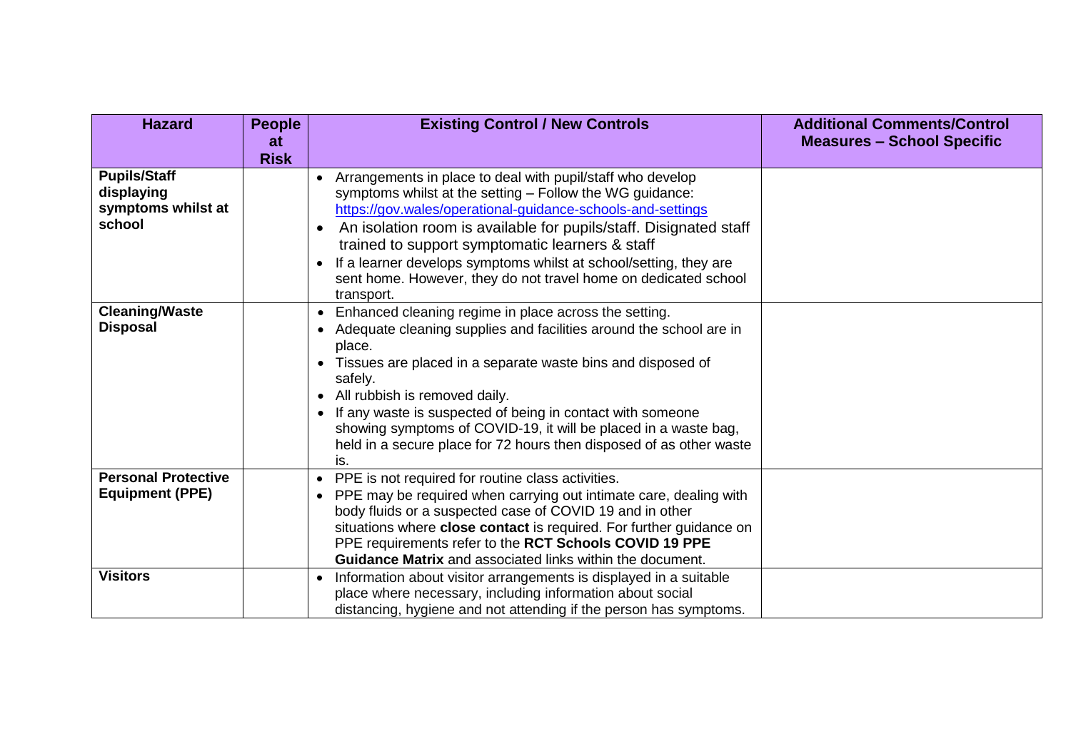| Hazard | People at Risk | Existing Control / New Controls | Additional Comments/Control Measures – School Specific |
|---|---|---|---|
| **Pupils/Staff displaying symptoms whilst at school** | | • Arrangements in place to deal with pupil/staff who develop symptoms whilst at the setting – Follow the WG guidance: https://gov.wales/operational-guidance-schools-and-settings<br>• An isolation room is available for pupils/staff. Disignated staff trained to support symptomatic learners & staff<br>• If a learner develops symptoms whilst at school/setting, they are sent home. However, they do not travel home on dedicated school transport. | |
| **Cleaning/Waste Disposal** | | • Enhanced cleaning regime in place across the setting.<br>• Adequate cleaning supplies and facilities around the school are in place.<br>• Tissues are placed in a separate waste bins and disposed of safely.<br>• All rubbish is removed daily.<br>• If any waste is suspected of being in contact with someone showing symptoms of COVID-19, it will be placed in a waste bag, held in a secure place for 72 hours then disposed of as other waste is. | |
| **Personal Protective Equipment (PPE)** | | • PPE is not required for routine class activities.<br>• PPE may be required when carrying out intimate care, dealing with body fluids or a suspected case of COVID 19 and in other situations where **close contact** is required. For further guidance on PPE requirements refer to the **RCT Schools COVID 19 PPE Guidance Matrix** and associated links within the document. | |
| **Visitors** | | • Information about visitor arrangements is displayed in a suitable place where necessary, including information about social distancing, hygiene and not attending if the person has symptoms. | |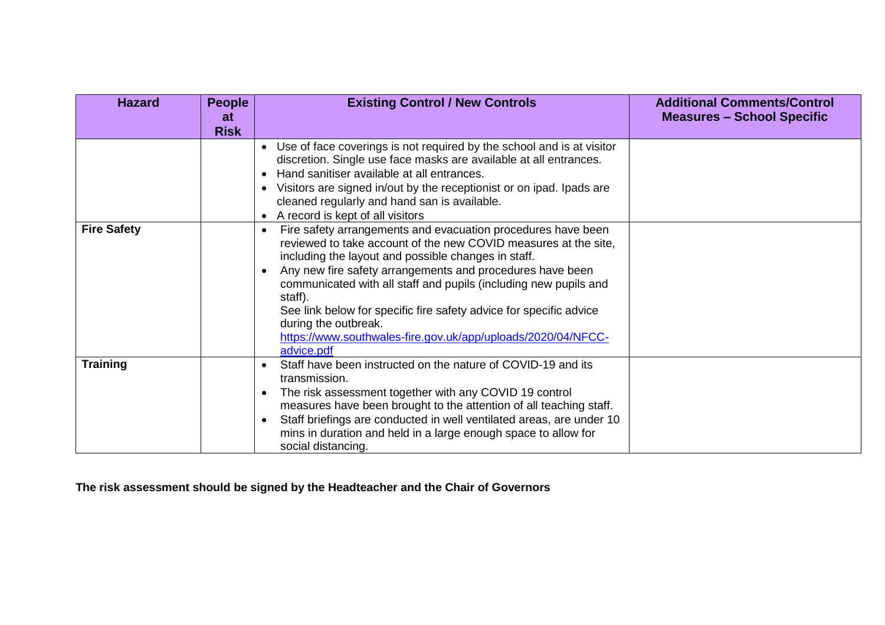| Hazard | People at Risk | Existing Control / New Controls | Additional Comments/Control Measures – School Specific |
|---|---|---|---|
| | | • Use of face coverings is not required by the school and is at visitor discretion. Single use face masks are available at all entrances.<br>• Hand sanitiser available at all entrances.<br>• Visitors are signed in/out by the receptionist or on ipad. Ipads are cleaned regularly and hand san is available.<br>• A record is kept of all visitors | |
| **Fire Safety** | | • Fire safety arrangements and evacuation procedures have been reviewed to take account of the new COVID measures at the site, including the layout and possible changes in staff.<br>• Any new fire safety arrangements and procedures have been communicated with all staff and pupils (including new pupils and staff).<br>See link below for specific fire safety advice for specific advice during the outbreak.<br>[https://www.southwales-fire.gov.uk/app/uploads/2020/04/NFCC-advice.pdf](https://www.southwales-fire.gov.uk/app/uploads/2020/04/NFCC-advice.pdf) | |
| **Training** | | • Staff have been instructed on the nature of COVID-19 and its transmission.<br>• The risk assessment together with any COVID 19 control measures have been brought to the attention of all teaching staff.<br>• Staff briefings are conducted in well ventilated areas, are under 10 mins in duration and held in a large enough space to allow for social distancing. | |

**The risk assessment should be signed by the Headteacher and the Chair of Governors**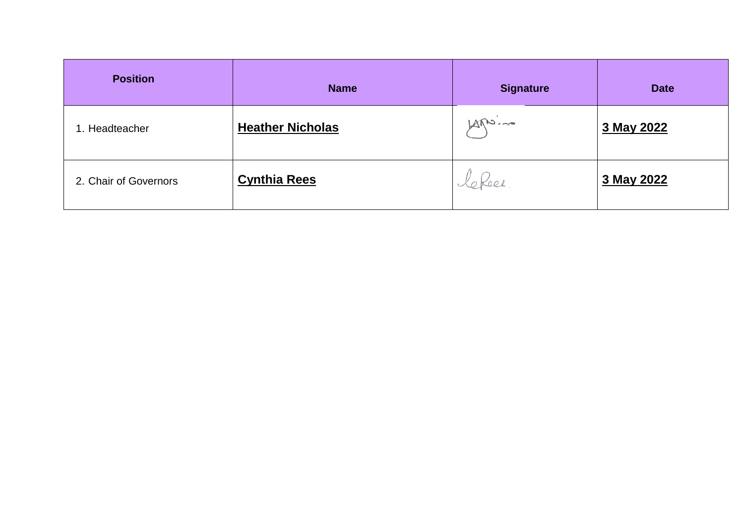| Position | Name | Signature | Date |
| --- | --- | --- | --- |
| 1. Headteacher | **Heather Nicholas** | | **3 May 2022** |
| 2. Chair of Governors | **Cynthia Rees** | | **3 May 2022** |